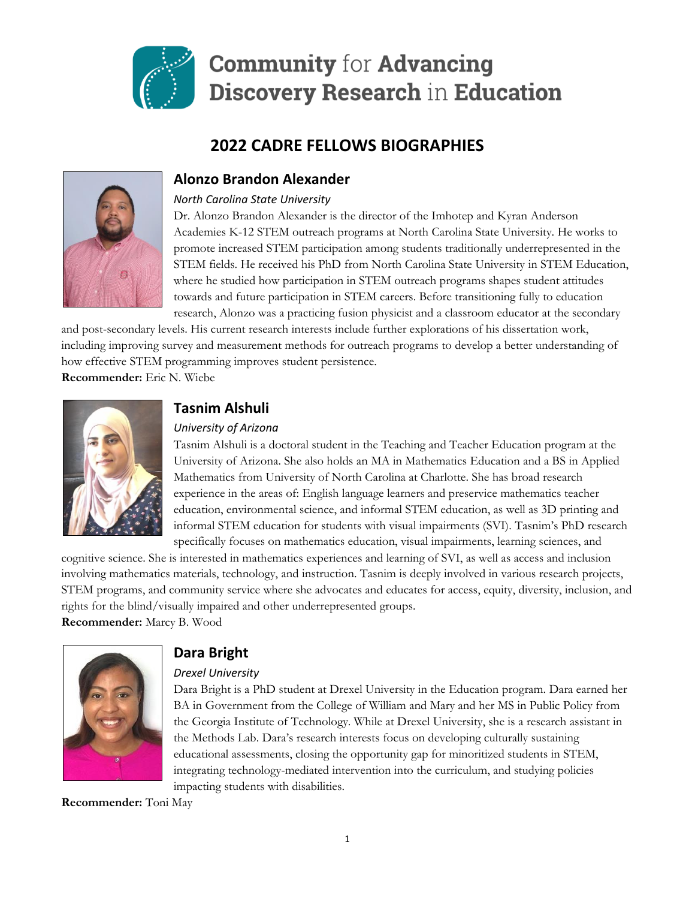# Community for Advancing Discovery Research in Education

## 2022 CADRE FELLOWS BIOGRAPHIES

### Alonzo Brandon Alexander

*North Carolina State University*

Dr. Alonzo Brandon Alexander is the director of the Imhotep and Kyran Anderson Academies K-12 STEM outreach programs at North Carolina State University. He works to promote increased STEM participation among students traditionally underrepresented in the STEM fields. He received his PhD from North Carolina State University in STEM Education, where he studied how participation in STEM outreach programs shapes student attitudes towards and future participation in STEM careers. Before transitioning fully to education research, Alonzo was a practicing fusion physicist and a classroom educator at the secondary and post-secondary levels. His current research interests include further explorations of his dissertation work, including improving survey and measurement methods for outreach programs to develop a better understanding of how effective STEM programming improves student persistence.

**Recommender:** Eric N. Wiebe

### Tasnim Alshuli

*University of Arizona*

Tasnim Alshuli is a doctoral student in the Teaching and Teacher Education program at the University of Arizona. She also holds an MA in Mathematics Education and a BS in Applied Mathematics from University of North Carolina at Charlotte. She has broad research experience in the areas of: English language learners and preservice mathematics teacher education, environmental science, and informal STEM education, as well as 3D printing and informal STEM education for students with visual impairments (SVI). Tasnim's PhD research specifically focuses on mathematics education, visual impairments, learning sciences, and cognitive science. She is interested in mathematics experiences and learning of SVI, as well as access and inclusion involving mathematics materials, technology, and instruction. Tasnim is deeply involved in various research projects, STEM programs, and community service where she advocates and educates for access, equity, diversity, inclusion, and rights for the blind/visually impaired and other underrepresented groups.

**Recommender:** Marcy B. Wood

### Dara Bright

*Drexel University*

Dara Bright is a PhD student at Drexel University in the Education program. Dara earned her BA in Government from the College of William and Mary and her MS in Public Policy from the Georgia Institute of Technology. While at Drexel University, she is a research assistant in the Methods Lab. Dara's research interests focus on developing culturally sustaining educational assessments, closing the opportunity gap for minoritized students in STEM, integrating technology-mediated intervention into the curriculum, and studying policies impacting students with disabilities.

**Recommender:** Toni May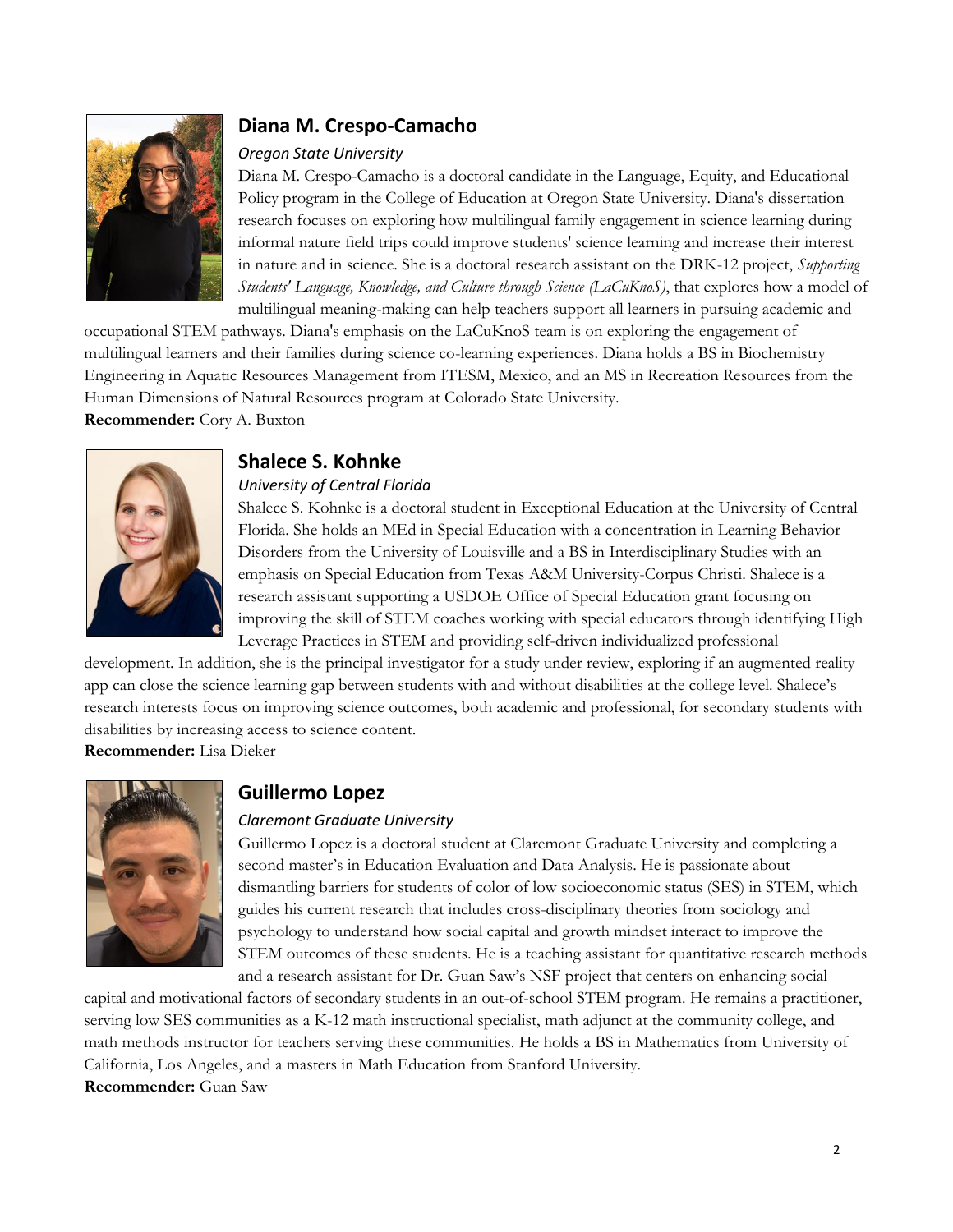## Diana M. Crespo-Camacho

*Oregon State University*

Diana M. Crespo-Camacho is a doctoral candidate in the Language, Equity, and Educational Policy program in the College of Education at Oregon State University. Diana's dissertation research focuses on exploring how multilingual family engagement in science learning during informal nature field trips could improve students' science learning and increase their interest in nature and in science. She is a doctoral research assistant on the DRK-12 project, *Supporting Students' Language, Knowledge, and Culture through Science (LaCuKnoS)*, that explores how a model of multilingual meaning-making can help teachers support all learners in pursuing academic and occupational STEM pathways. Diana's emphasis on the LaCuKnoS team is on exploring the engagement of multilingual learners and their families during science co-learning experiences. Diana holds a BS in Biochemistry Engineering in Aquatic Resources Management from ITESM, Mexico, and an MS in Recreation Resources from the Human Dimensions of Natural Resources program at Colorado State University.

**Recommender:** Cory A. Buxton

## Shalece S. Kohnke

*University of Central Florida*

Shalece S. Kohnke is a doctoral student in Exceptional Education at the University of Central Florida. She holds an MEd in Special Education with a concentration in Learning Behavior Disorders from the University of Louisville and a BS in Interdisciplinary Studies with an emphasis on Special Education from Texas A&M University-Corpus Christi. Shalece is a research assistant supporting a USDOE Office of Special Education grant focusing on improving the skill of STEM coaches working with special educators through identifying High Leverage Practices in STEM and providing self-driven individualized professional development. In addition, she is the principal investigator for a study under review, exploring if an augmented reality app can close the science learning gap between students with and without disabilities at the college level. Shalece's research interests focus on improving science outcomes, both academic and professional, for secondary students with disabilities by increasing access to science content.

**Recommender:** Lisa Dieker

## Guillermo Lopez

*Claremont Graduate University*

Guillermo Lopez is a doctoral student at Claremont Graduate University and completing a second master's in Education Evaluation and Data Analysis. He is passionate about dismantling barriers for students of color of low socioeconomic status (SES) in STEM, which guides his current research that includes cross-disciplinary theories from sociology and psychology to understand how social capital and growth mindset interact to improve the STEM outcomes of these students. He is a teaching assistant for quantitative research methods and a research assistant for Dr. Guan Saw's NSF project that centers on enhancing social capital and motivational factors of secondary students in an out-of-school STEM program. He remains a practitioner, serving low SES communities as a K-12 math instructional specialist, math adjunct at the community college, and math methods instructor for teachers serving these communities. He holds a BS in Mathematics from University of California, Los Angeles, and a masters in Math Education from Stanford University.

**Recommender:** Guan Saw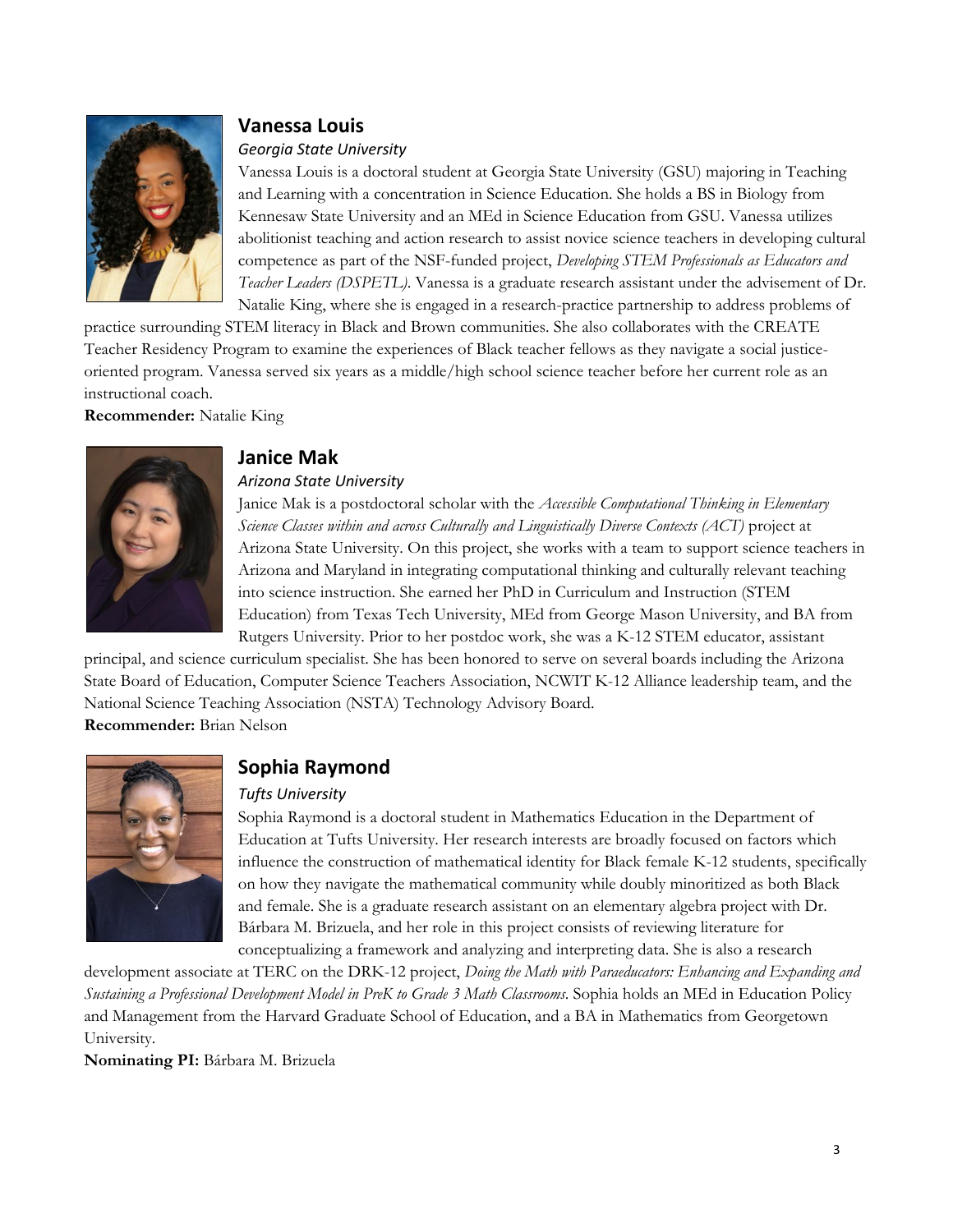## Vanessa Louis

*Georgia State University*

Vanessa Louis is a doctoral student at Georgia State University (GSU) majoring in Teaching and Learning with a concentration in Science Education. She holds a BS in Biology from Kennesaw State University and an MEd in Science Education from GSU. Vanessa utilizes abolitionist teaching and action research to assist novice science teachers in developing cultural competence as part of the NSF-funded project, *Developing STEM Professionals as Educators and Teacher Leaders (DSPETL)*. Vanessa is a graduate research assistant under the advisement of Dr. Natalie King, where she is engaged in a research-practice partnership to address problems of practice surrounding STEM literacy in Black and Brown communities. She also collaborates with the CREATE Teacher Residency Program to examine the experiences of Black teacher fellows as they navigate a social justice-oriented program. Vanessa served six years as a middle/high school science teacher before her current role as an instructional coach.

**Recommender:** Natalie King

## Janice Mak

*Arizona State University*

Janice Mak is a postdoctoral scholar with the *Accessible Computational Thinking in Elementary Science Classes within and across Culturally and Linguistically Diverse Contexts (ACT)* project at Arizona State University. On this project, she works with a team to support science teachers in Arizona and Maryland in integrating computational thinking and culturally relevant teaching into science instruction. She earned her PhD in Curriculum and Instruction (STEM Education) from Texas Tech University, MEd from George Mason University, and BA from Rutgers University. Prior to her postdoc work, she was a K-12 STEM educator, assistant principal, and science curriculum specialist. She has been honored to serve on several boards including the Arizona State Board of Education, Computer Science Teachers Association, NCWIT K-12 Alliance leadership team, and the National Science Teaching Association (NSTA) Technology Advisory Board.

**Recommender:** Brian Nelson

## Sophia Raymond

*Tufts University*

Sophia Raymond is a doctoral student in Mathematics Education in the Department of Education at Tufts University. Her research interests are broadly focused on factors which influence the construction of mathematical identity for Black female K-12 students, specifically on how they navigate the mathematical community while doubly minoritized as both Black and female. She is a graduate research assistant on an elementary algebra project with Dr. Bárbara M. Brizuela, and her role in this project consists of reviewing literature for conceptualizing a framework and analyzing and interpreting data. She is also a research development associate at TERC on the DRK-12 project, *Doing the Math with Paraeducators: Enhancing and Expanding and Sustaining a Professional Development Model in PreK to Grade 3 Math Classrooms*. Sophia holds an MEd in Education Policy and Management from the Harvard Graduate School of Education, and a BA in Mathematics from Georgetown University.

**Nominating PI:** Bárbara M. Brizuela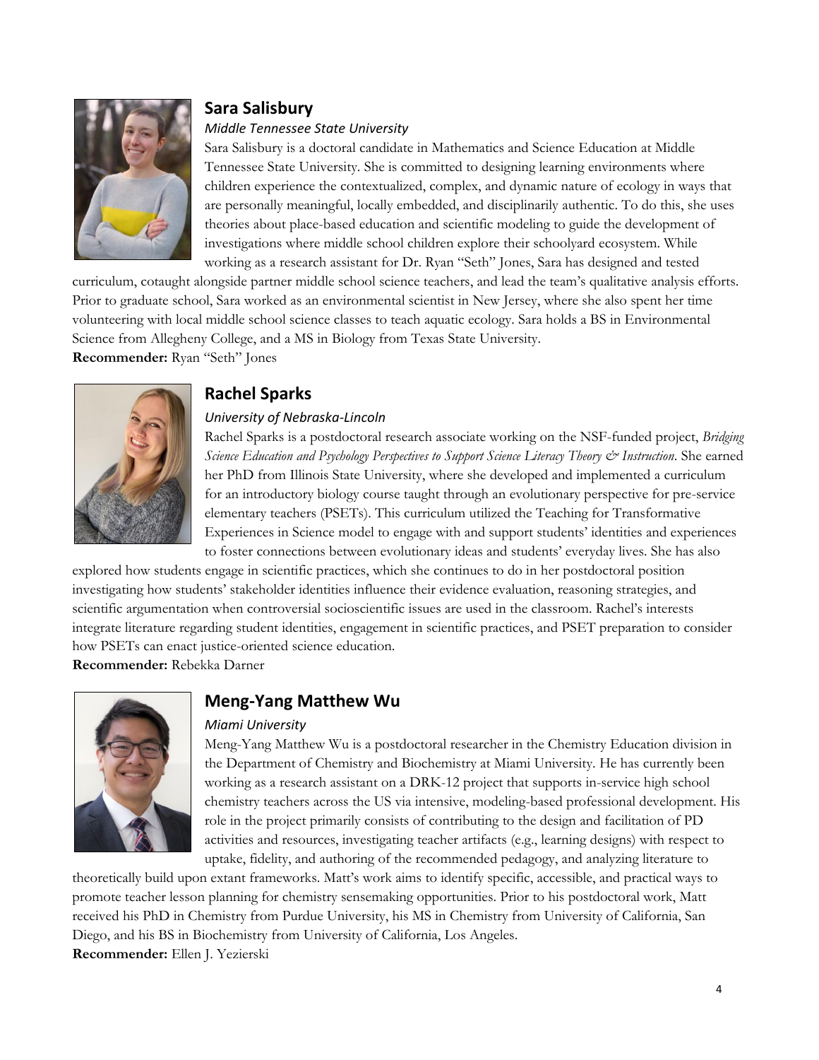## Sara Salisbury

*Middle Tennessee State University*

Sara Salisbury is a doctoral candidate in Mathematics and Science Education at Middle Tennessee State University. She is committed to designing learning environments where children experience the contextualized, complex, and dynamic nature of ecology in ways that are personally meaningful, locally embedded, and disciplinarily authentic. To do this, she uses theories about place-based education and scientific modeling to guide the development of investigations where middle school children explore their schoolyard ecosystem. While working as a research assistant for Dr. Ryan "Seth" Jones, Sara has designed and tested curriculum, cotaught alongside partner middle school science teachers, and lead the team's qualitative analysis efforts. Prior to graduate school, Sara worked as an environmental scientist in New Jersey, where she also spent her time volunteering with local middle school science classes to teach aquatic ecology. Sara holds a BS in Environmental Science from Allegheny College, and a MS in Biology from Texas State University.

**Recommender:** Ryan "Seth" Jones

## Rachel Sparks

*University of Nebraska-Lincoln*

Rachel Sparks is a postdoctoral research associate working on the NSF-funded project, *Bridging Science Education and Psychology Perspectives to Support Science Literacy Theory & Instruction*. She earned her PhD from Illinois State University, where she developed and implemented a curriculum for an introductory biology course taught through an evolutionary perspective for pre-service elementary teachers (PSETs). This curriculum utilized the Teaching for Transformative Experiences in Science model to engage with and support students' identities and experiences to foster connections between evolutionary ideas and students' everyday lives. She has also explored how students engage in scientific practices, which she continues to do in her postdoctoral position investigating how students' stakeholder identities influence their evidence evaluation, reasoning strategies, and scientific argumentation when controversial socioscientific issues are used in the classroom. Rachel's interests integrate literature regarding student identities, engagement in scientific practices, and PSET preparation to consider how PSETs can enact justice-oriented science education.

**Recommender:** Rebekka Darner

## Meng-Yang Matthew Wu

*Miami University*

Meng-Yang Matthew Wu is a postdoctoral researcher in the Chemistry Education division in the Department of Chemistry and Biochemistry at Miami University. He has currently been working as a research assistant on a DRK-12 project that supports in-service high school chemistry teachers across the US via intensive, modeling-based professional development. His role in the project primarily consists of contributing to the design and facilitation of PD activities and resources, investigating teacher artifacts (e.g., learning designs) with respect to uptake, fidelity, and authoring of the recommended pedagogy, and analyzing literature to theoretically build upon extant frameworks. Matt's work aims to identify specific, accessible, and practical ways to promote teacher lesson planning for chemistry sensemaking opportunities. Prior to his postdoctoral work, Matt received his PhD in Chemistry from Purdue University, his MS in Chemistry from University of California, San Diego, and his BS in Biochemistry from University of California, Los Angeles.

**Recommender:** Ellen J. Yezierski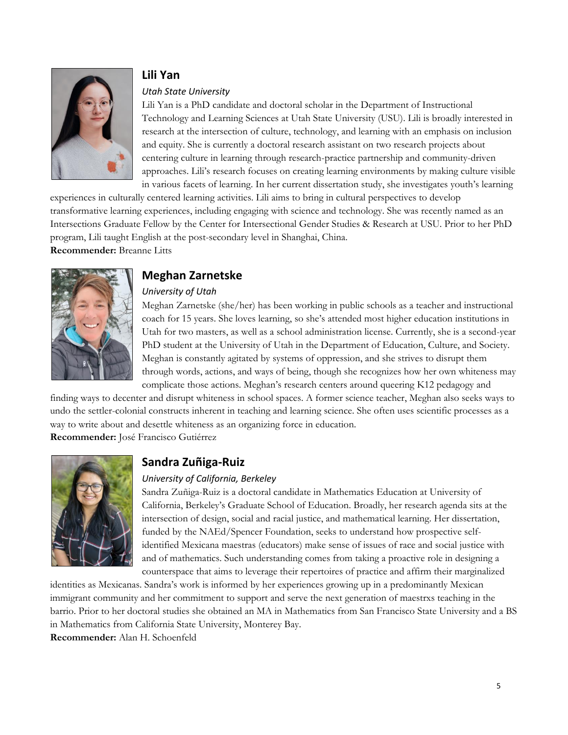## Lili Yan

*Utah State University*

Lili Yan is a PhD candidate and doctoral scholar in the Department of Instructional Technology and Learning Sciences at Utah State University (USU). Lili is broadly interested in research at the intersection of culture, technology, and learning with an emphasis on inclusion and equity. She is currently a doctoral research assistant on two research projects about centering culture in learning through research-practice partnership and community-driven approaches. Lili's research focuses on creating learning environments by making culture visible in various facets of learning. In her current dissertation study, she investigates youth's learning experiences in culturally centered learning activities. Lili aims to bring in cultural perspectives to develop transformative learning experiences, including engaging with science and technology. She was recently named as an Intersections Graduate Fellow by the Center for Intersectional Gender Studies & Research at USU. Prior to her PhD program, Lili taught English at the post-secondary level in Shanghai, China.

**Recommender:** Breanne Litts

## Meghan Zarnetske

*University of Utah*

Meghan Zarnetske (she/her) has been working in public schools as a teacher and instructional coach for 15 years. She loves learning, so she's attended most higher education institutions in Utah for two masters, as well as a school administration license. Currently, she is a second-year PhD student at the University of Utah in the Department of Education, Culture, and Society. Meghan is constantly agitated by systems of oppression, and she strives to disrupt them through words, actions, and ways of being, though she recognizes how her own whiteness may complicate those actions. Meghan's research centers around queering K12 pedagogy and finding ways to decenter and disrupt whiteness in school spaces. A former science teacher, Meghan also seeks ways to undo the settler-colonial constructs inherent in teaching and learning science. She often uses scientific processes as a way to write about and desettle whiteness as an organizing force in education.

**Recommender:** José Francisco Gutiérrez

## Sandra Zuñiga-Ruiz

*University of California, Berkeley*

Sandra Zuñiga-Ruiz is a doctoral candidate in Mathematics Education at University of California, Berkeley's Graduate School of Education. Broadly, her research agenda sits at the intersection of design, social and racial justice, and mathematical learning. Her dissertation, funded by the NAEd/Spencer Foundation, seeks to understand how prospective self-identified Mexicana maestras (educators) make sense of issues of race and social justice with and of mathematics. Such understanding comes from taking a proactive role in designing a counterspace that aims to leverage their repertoires of practice and affirm their marginalized identities as Mexicanas. Sandra's work is informed by her experiences growing up in a predominantly Mexican immigrant community and her commitment to support and serve the next generation of maestrxs teaching in the barrio. Prior to her doctoral studies she obtained an MA in Mathematics from San Francisco State University and a BS in Mathematics from California State University, Monterey Bay.

**Recommender:** Alan H. Schoenfeld